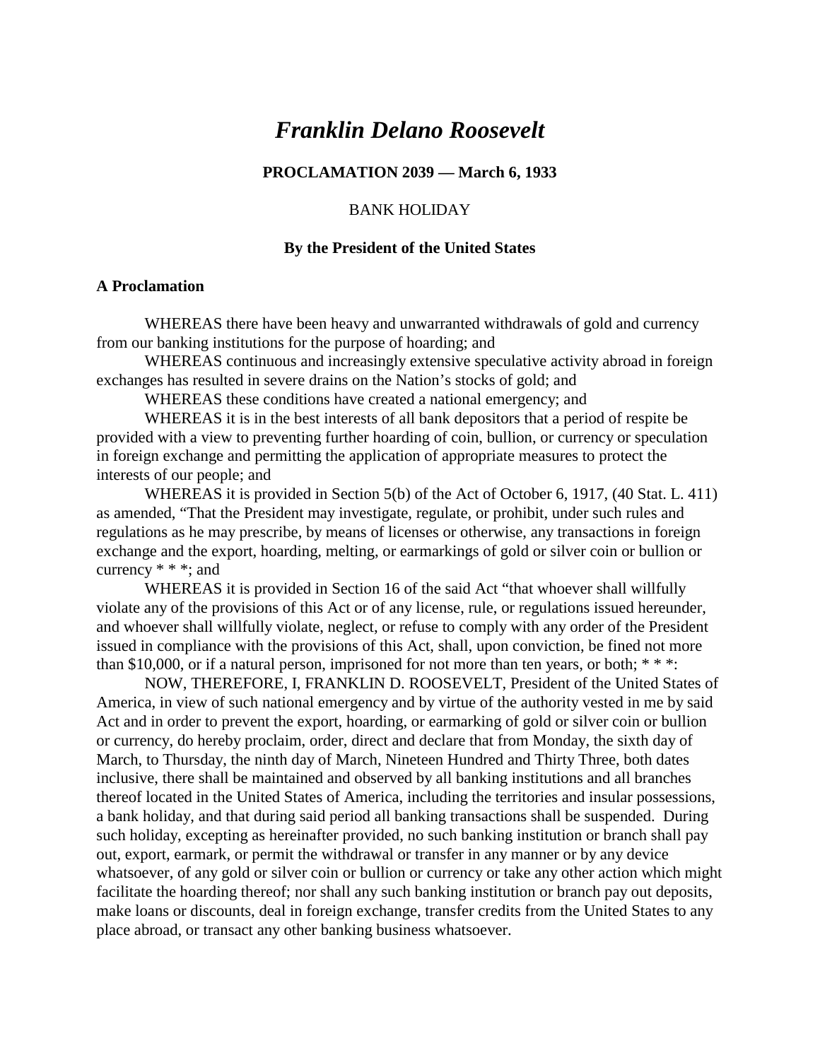# *Franklin Delano Roosevelt*

### PROCLAMATION 2039 — March 6, 1933

BANK HOLIDAY

### By the President of the United States

**A Proclamation**

WHEREAS there have been heavy and unwarranted withdrawals of gold and currency from our banking institutions for the purpose of hoarding; and

WHEREAS continuous and increasingly extensive speculative activity abroad in foreign exchanges has resulted in severe drains on the Nation's stocks of gold; and

WHEREAS these conditions have created a national emergency; and

WHEREAS it is in the best interests of all bank depositors that a period of respite be provided with a view to preventing further hoarding of coin, bullion, or currency or speculation in foreign exchange and permitting the application of appropriate measures to protect the interests of our people; and

WHEREAS it is provided in Section 5(b) of the Act of October 6, 1917, (40 Stat. L. 411) as amended, "That the President may investigate, regulate, or prohibit, under such rules and regulations as he may prescribe, by means of licenses or otherwise, any transactions in foreign exchange and the export, hoarding, melting, or earmarkings of gold or silver coin or bullion or currency * * *; and

WHEREAS it is provided in Section 16 of the said Act "that whoever shall willfully violate any of the provisions of this Act or of any license, rule, or regulations issued hereunder, and whoever shall willfully violate, neglect, or refuse to comply with any order of the President issued in compliance with the provisions of this Act, shall, upon conviction, be fined not more than $10,000, or if a natural person, imprisoned for not more than ten years, or both; * * *:

NOW, THEREFORE, I, FRANKLIN D. ROOSEVELT, President of the United States of America, in view of such national emergency and by virtue of the authority vested in me by said Act and in order to prevent the export, hoarding, or earmarking of gold or silver coin or bullion or currency, do hereby proclaim, order, direct and declare that from Monday, the sixth day of March, to Thursday, the ninth day of March, Nineteen Hundred and Thirty Three, both dates inclusive, there shall be maintained and observed by all banking institutions and all branches thereof located in the United States of America, including the territories and insular possessions, a bank holiday, and that during said period all banking transactions shall be suspended. During such holiday, excepting as hereinafter provided, no such banking institution or branch shall pay out, export, earmark, or permit the withdrawal or transfer in any manner or by any device whatsoever, of any gold or silver coin or bullion or currency or take any other action which might facilitate the hoarding thereof; nor shall any such banking institution or branch pay out deposits, make loans or discounts, deal in foreign exchange, transfer credits from the United States to any place abroad, or transact any other banking business whatsoever.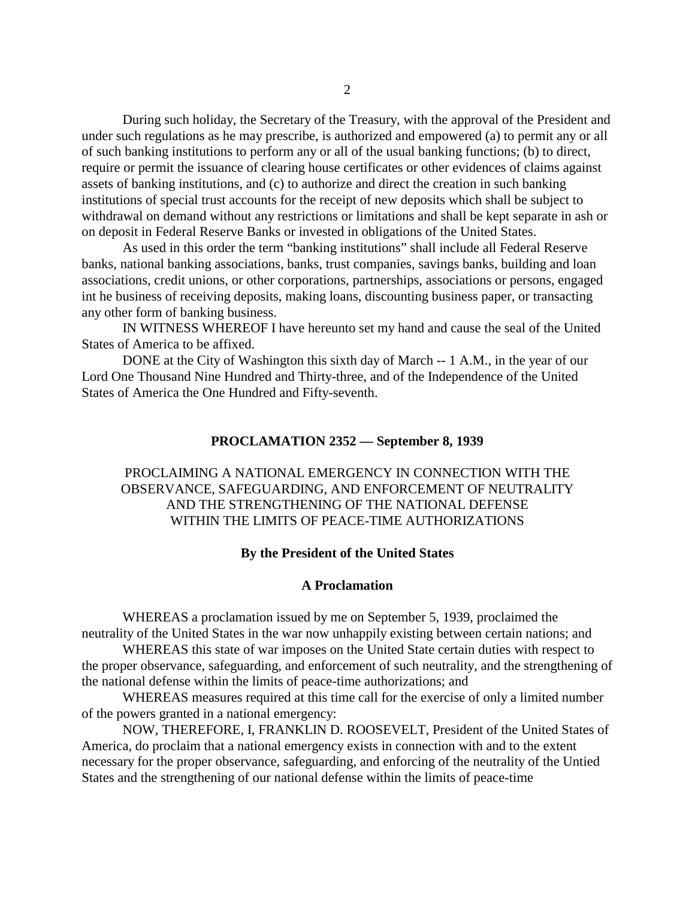During such holiday, the Secretary of the Treasury, with the approval of the President and under such regulations as he may prescribe, is authorized and empowered (a) to permit any or all of such banking institutions to perform any or all of the usual banking functions; (b) to direct, require or permit the issuance of clearing house certificates or other evidences of claims against assets of banking institutions, and (c) to authorize and direct the creation in such banking institutions of special trust accounts for the receipt of new deposits which shall be subject to withdrawal on demand without any restrictions or limitations and shall be kept separate in ash or on deposit in Federal Reserve Banks or invested in obligations of the United States.

As used in this order the term "banking institutions" shall include all Federal Reserve banks, national banking associations, banks, trust companies, savings banks, building and loan associations, credit unions, or other corporations, partnerships, associations or persons, engaged int he business of receiving deposits, making loans, discounting business paper, or transacting any other form of banking business.

IN WITNESS WHEREOF I have hereunto set my hand and cause the seal of the United States of America to be affixed.

DONE at the City of Washington this sixth day of March -- 1 A.M., in the year of our Lord One Thousand Nine Hundred and Thirty-three, and of the Independence of the United States of America the One Hundred and Fifty-seventh.

## PROCLAMATION 2352 — September 8, 1939

PROCLAIMING A NATIONAL EMERGENCY IN CONNECTION WITH THE OBSERVANCE, SAFEGUARDING, AND ENFORCEMENT OF NEUTRALITY AND THE STRENGTHENING OF THE NATIONAL DEFENSE WITHIN THE LIMITS OF PEACE-TIME AUTHORIZATIONS

**By the President of the United States**

**A Proclamation**

WHEREAS a proclamation issued by me on September 5, 1939, proclaimed the neutrality of the United States in the war now unhappily existing between certain nations; and

WHEREAS this state of war imposes on the United State certain duties with respect to the proper observance, safeguarding, and enforcement of such neutrality, and the strengthening of the national defense within the limits of peace-time authorizations; and

WHEREAS measures required at this time call for the exercise of only a limited number of the powers granted in a national emergency:

NOW, THEREFORE, I, FRANKLIN D. ROOSEVELT, President of the United States of America, do proclaim that a national emergency exists in connection with and to the extent necessary for the proper observance, safeguarding, and enforcing of the neutrality of the Untied States and the strengthening of our national defense within the limits of peace-time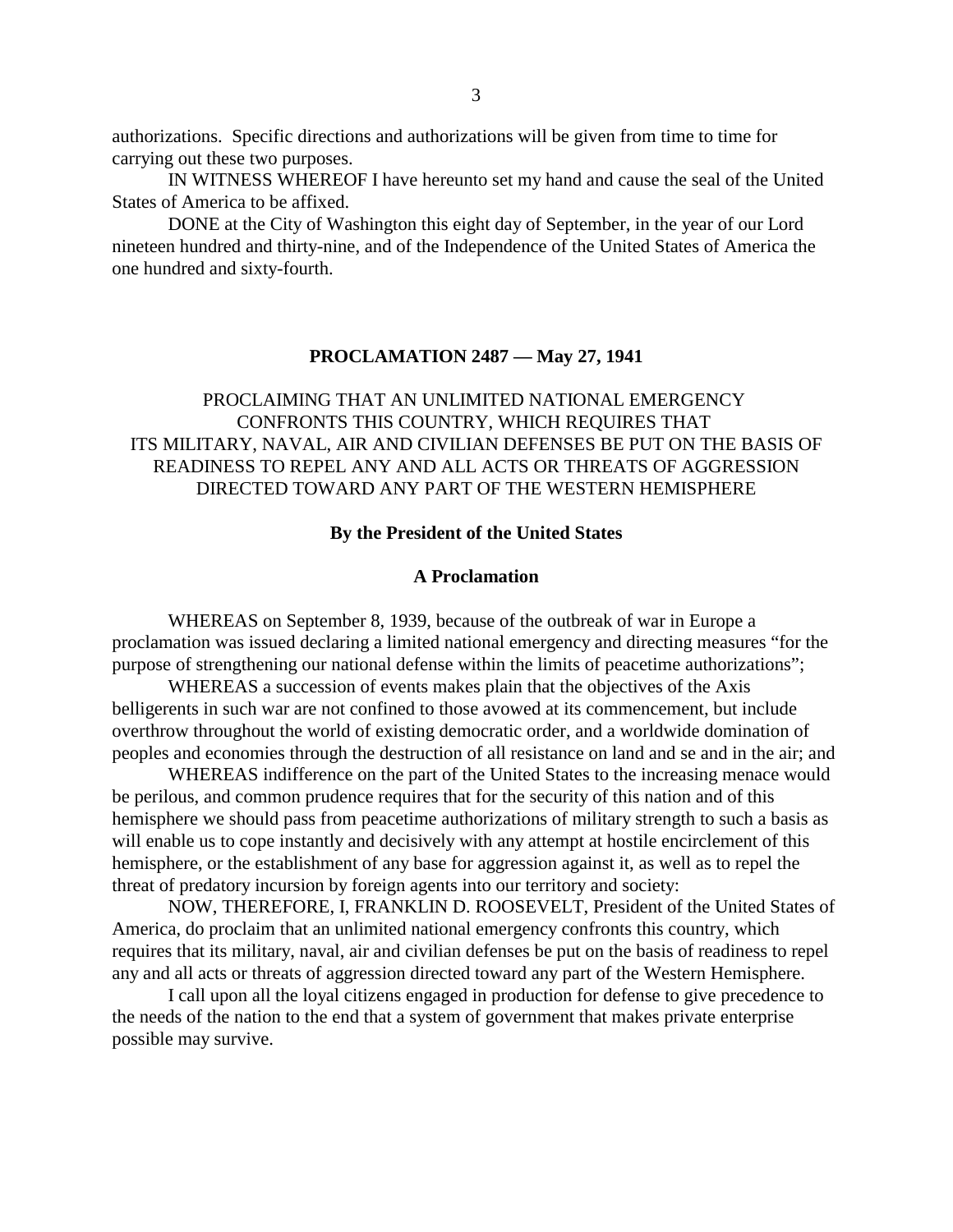authorizations. Specific directions and authorizations will be given from time to time for carrying out these two purposes.

IN WITNESS WHEREOF I have hereunto set my hand and cause the seal of the United States of America to be affixed.

DONE at the City of Washington this eight day of September, in the year of our Lord nineteen hundred and thirty-nine, and of the Independence of the United States of America the one hundred and sixty-fourth.

## PROCLAMATION 2487 — May 27, 1941

PROCLAIMING THAT AN UNLIMITED NATIONAL EMERGENCY CONFRONTS THIS COUNTRY, WHICH REQUIRES THAT ITS MILITARY, NAVAL, AIR AND CIVILIAN DEFENSES BE PUT ON THE BASIS OF READINESS TO REPEL ANY AND ALL ACTS OR THREATS OF AGGRESSION DIRECTED TOWARD ANY PART OF THE WESTERN HEMISPHERE

**By the President of the United States**

**A Proclamation**

WHEREAS on September 8, 1939, because of the outbreak of war in Europe a proclamation was issued declaring a limited national emergency and directing measures "for the purpose of strengthening our national defense within the limits of peacetime authorizations";

WHEREAS a succession of events makes plain that the objectives of the Axis belligerents in such war are not confined to those avowed at its commencement, but include overthrow throughout the world of existing democratic order, and a worldwide domination of peoples and economies through the destruction of all resistance on land and se and in the air; and

WHEREAS indifference on the part of the United States to the increasing menace would be perilous, and common prudence requires that for the security of this nation and of this hemisphere we should pass from peacetime authorizations of military strength to such a basis as will enable us to cope instantly and decisively with any attempt at hostile encirclement of this hemisphere, or the establishment of any base for aggression against it, as well as to repel the threat of predatory incursion by foreign agents into our territory and society:

NOW, THEREFORE, I, FRANKLIN D. ROOSEVELT, President of the United States of America, do proclaim that an unlimited national emergency confronts this country, which requires that its military, naval, air and civilian defenses be put on the basis of readiness to repel any and all acts or threats of aggression directed toward any part of the Western Hemisphere.

I call upon all the loyal citizens engaged in production for defense to give precedence to the needs of the nation to the end that a system of government that makes private enterprise possible may survive.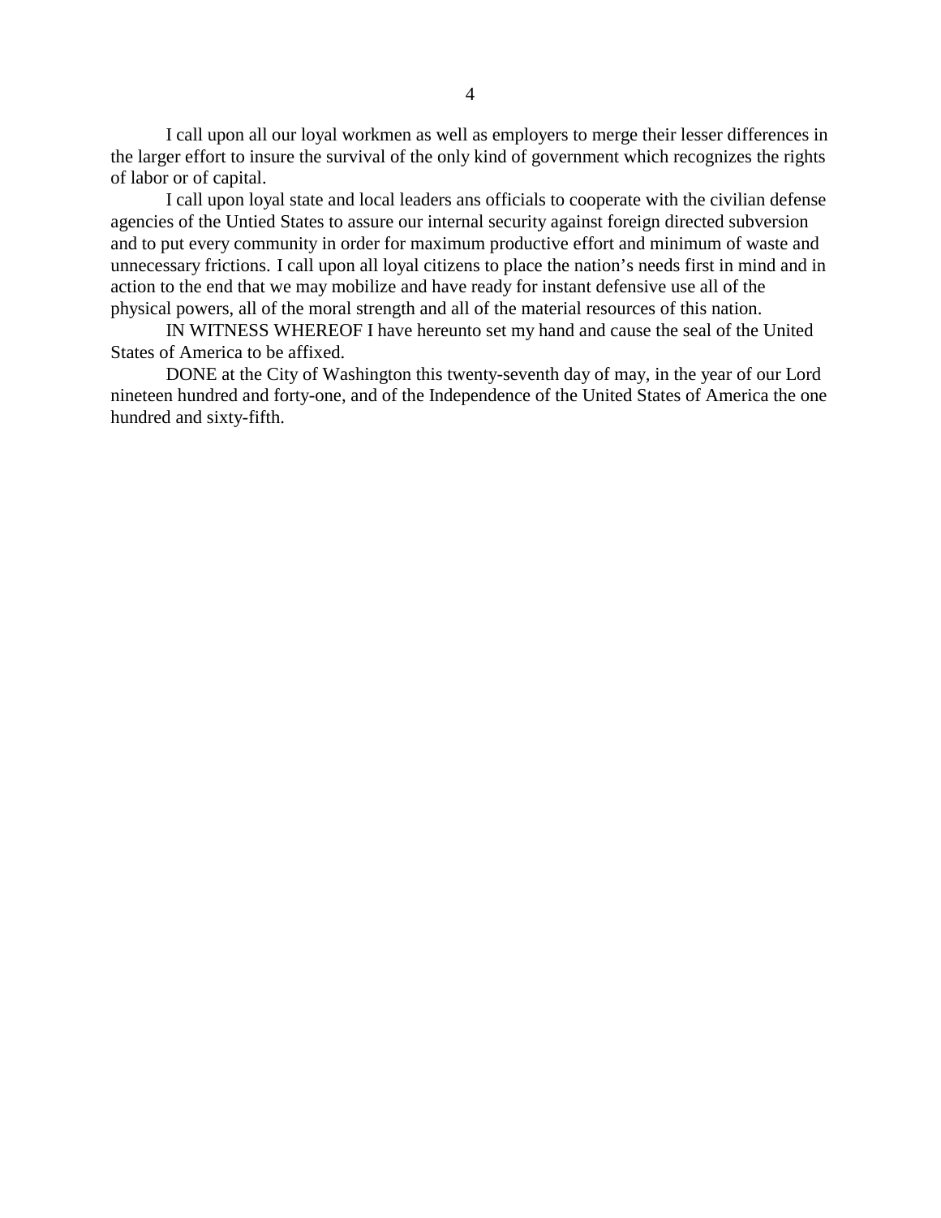I call upon all our loyal workmen as well as employers to merge their lesser differences in the larger effort to insure the survival of the only kind of government which recognizes the rights of labor or of capital.

I call upon loyal state and local leaders ans officials to cooperate with the civilian defense agencies of the Untied States to assure our internal security against foreign directed subversion and to put every community in order for maximum productive effort and minimum of waste and unnecessary frictions. I call upon all loyal citizens to place the nation's needs first in mind and in action to the end that we may mobilize and have ready for instant defensive use all of the physical powers, all of the moral strength and all of the material resources of this nation.

IN WITNESS WHEREOF I have hereunto set my hand and cause the seal of the United States of America to be affixed.

DONE at the City of Washington this twenty-seventh day of may, in the year of our Lord nineteen hundred and forty-one, and of the Independence of the United States of America the one hundred and sixty-fifth.